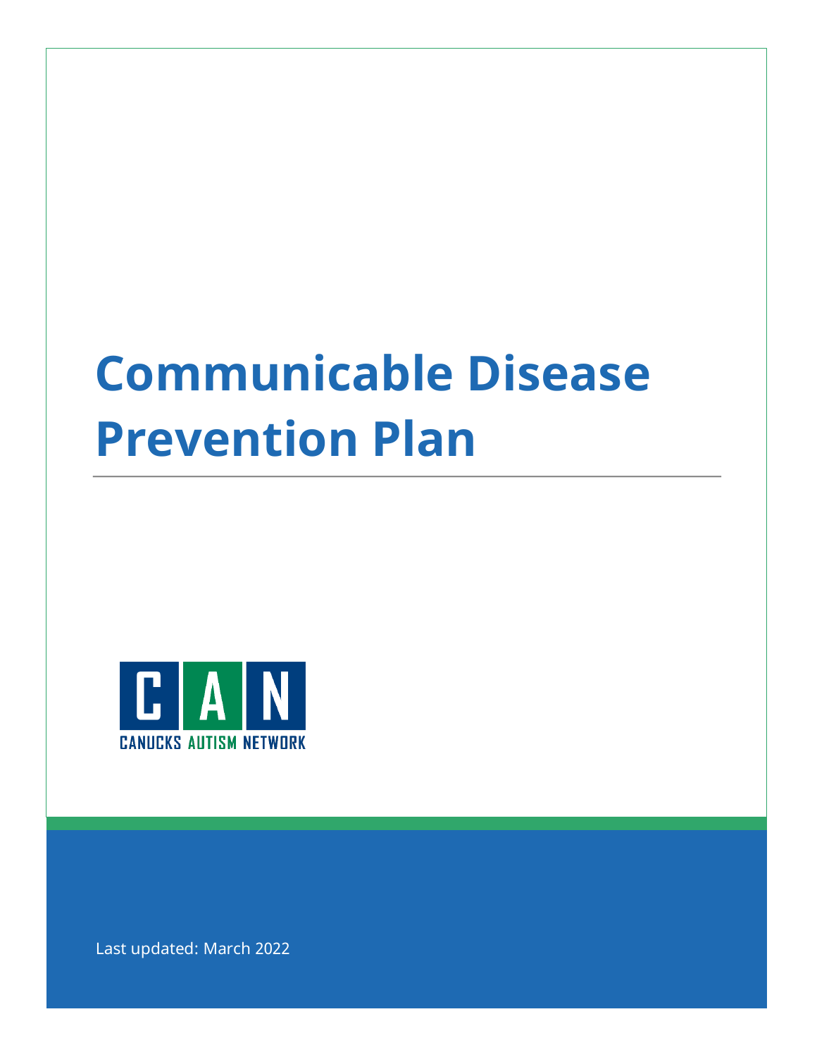# Communicable Disease Prevention Plan

CANUCKS AUTISM NETWORK

Last updated: March 2022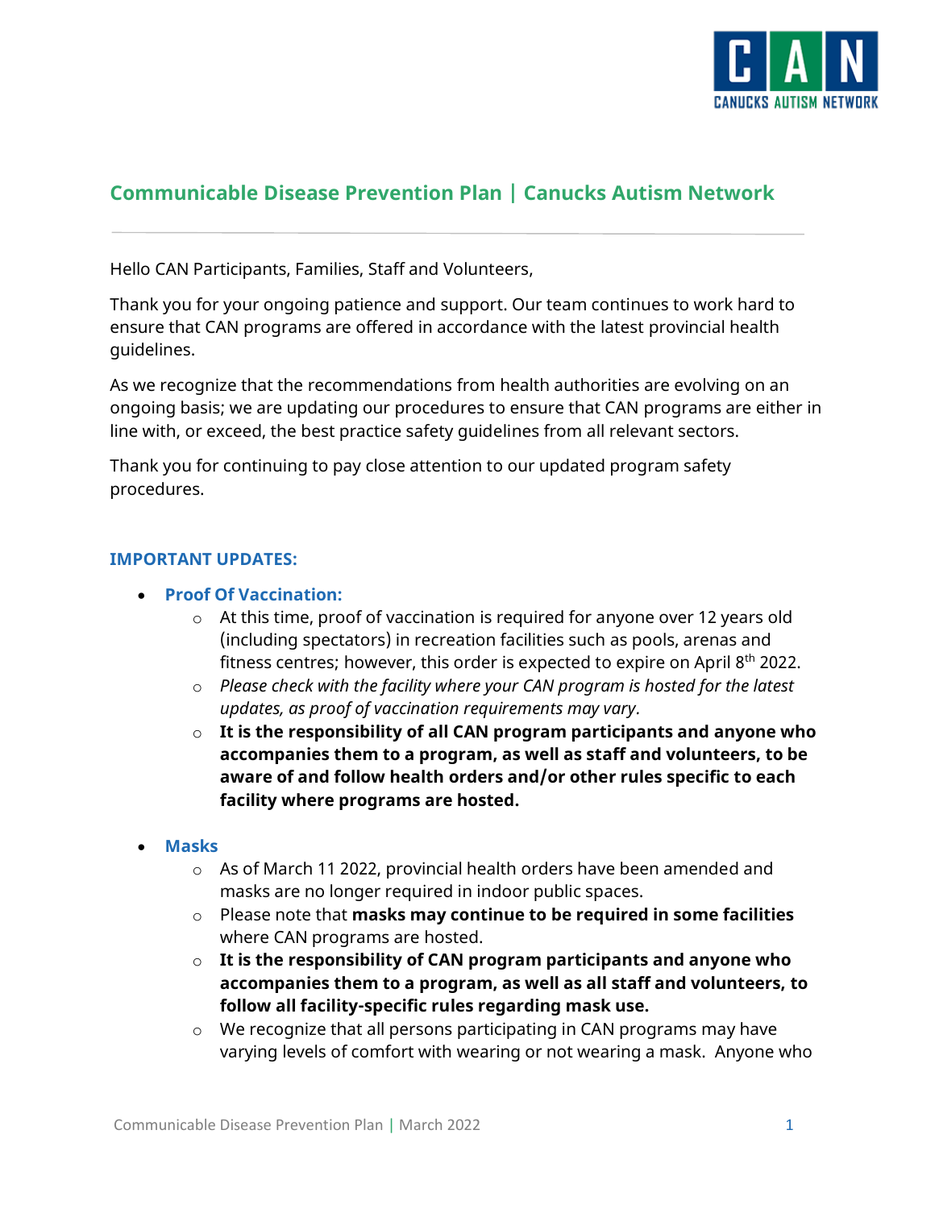## Communicable Disease Prevention Plan | Canucks Autism Network

Hello CAN Participants, Families, Staff and Volunteers,

Thank you for your ongoing patience and support. Our team continues to work hard to ensure that CAN programs are offered in accordance with the latest provincial health guidelines.

As we recognize that the recommendations from health authorities are evolving on an ongoing basis; we are updating our procedures to ensure that CAN programs are either in line with, or exceed, the best practice safety guidelines from all relevant sectors.

Thank you for continuing to pay close attention to our updated program safety procedures.

### IMPORTANT UPDATES:

- **Proof Of Vaccination:**
  - At this time, proof of vaccination is required for anyone over 12 years old (including spectators) in recreation facilities such as pools, arenas and fitness centres; however, this order is expected to expire on April 8th 2022.
  - *Please check with the facility where your CAN program is hosted for the latest updates, as proof of vaccination requirements may vary.*
  - **It is the responsibility of all CAN program participants and anyone who accompanies them to a program, as well as staff and volunteers, to be aware of and follow health orders and/or other rules specific to each facility where programs are hosted.**

- **Masks**
  - As of March 11 2022, provincial health orders have been amended and masks are no longer required in indoor public spaces.
  - Please note that **masks may continue to be required in some facilities** where CAN programs are hosted.
  - **It is the responsibility of CAN program participants and anyone who accompanies them to a program, as well as all staff and volunteers, to follow all facility-specific rules regarding mask use.**
  - We recognize that all persons participating in CAN programs may have varying levels of comfort with wearing or not wearing a mask. Anyone who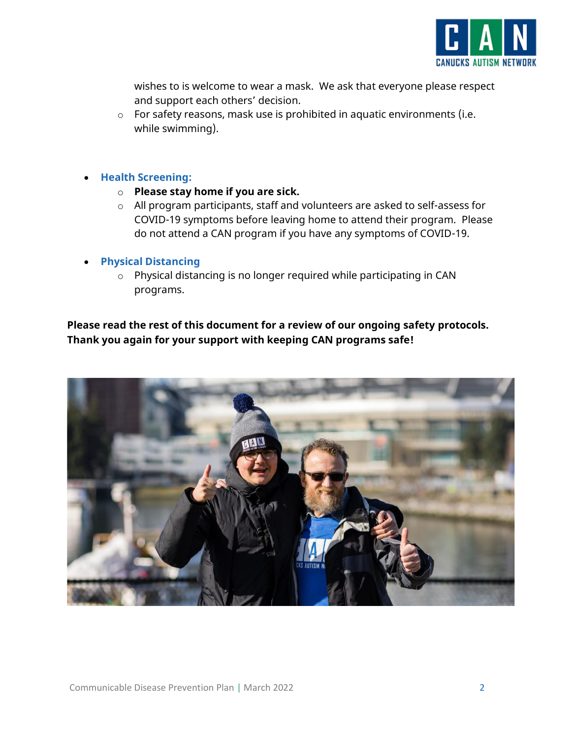wishes to is welcome to wear a mask. We ask that everyone please respect and support each others' decision.
  - For safety reasons, mask use is prohibited in aquatic environments (i.e. while swimming).

- **Health Screening:**
  - **Please stay home if you are sick.**
  - All program participants, staff and volunteers are asked to self-assess for COVID-19 symptoms before leaving home to attend their program. Please do not attend a CAN program if you have any symptoms of COVID-19.

- **Physical Distancing**
  - Physical distancing is no longer required while participating in CAN programs.

**Please read the rest of this document for a review of our ongoing safety protocols. Thank you again for your support with keeping CAN programs safe!**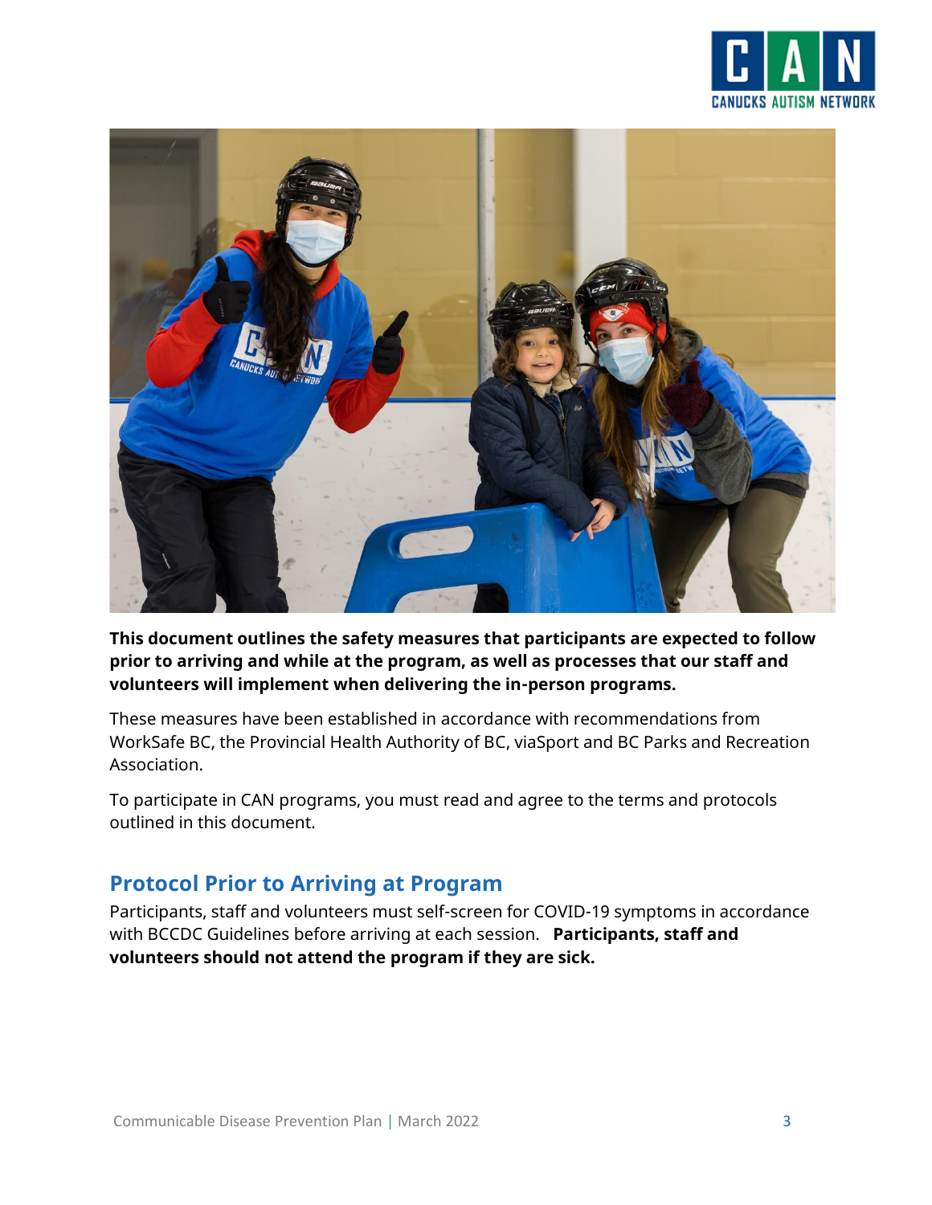**This document outlines the safety measures that participants are expected to follow prior to arriving and while at the program, as well as processes that our staff and volunteers will implement when delivering the in-person programs.**

These measures have been established in accordance with recommendations from WorkSafe BC, the Provincial Health Authority of BC, viaSport and BC Parks and Recreation Association.

To participate in CAN programs, you must read and agree to the terms and protocols outlined in this document.

## Protocol Prior to Arriving at Program

Participants, staff and volunteers must self-screen for COVID-19 symptoms in accordance with BCCDC Guidelines before arriving at each session. **Participants, staff and volunteers should not attend the program if they are sick.**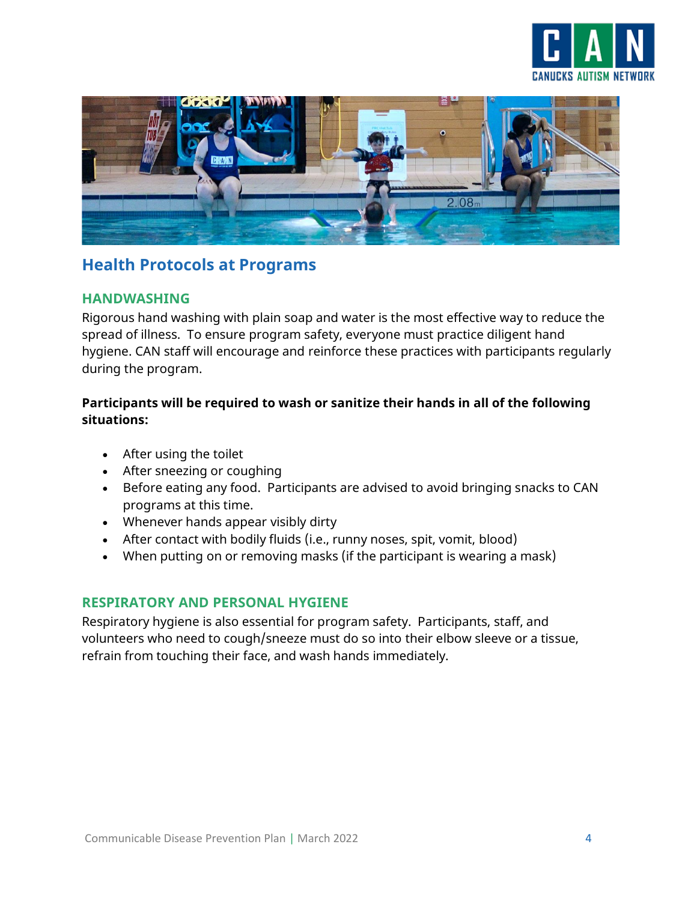## Health Protocols at Programs

### HANDWASHING

Rigorous hand washing with plain soap and water is the most effective way to reduce the spread of illness. To ensure program safety, everyone must practice diligent hand hygiene. CAN staff will encourage and reinforce these practices with participants regularly during the program.

**Participants will be required to wash or sanitize their hands in all of the following situations:**

- After using the toilet
- After sneezing or coughing
- Before eating any food. Participants are advised to avoid bringing snacks to CAN programs at this time.
- Whenever hands appear visibly dirty
- After contact with bodily fluids (i.e., runny noses, spit, vomit, blood)
- When putting on or removing masks (if the participant is wearing a mask)

### RESPIRATORY AND PERSONAL HYGIENE

Respiratory hygiene is also essential for program safety. Participants, staff, and volunteers who need to cough/sneeze must do so into their elbow sleeve or a tissue, refrain from touching their face, and wash hands immediately.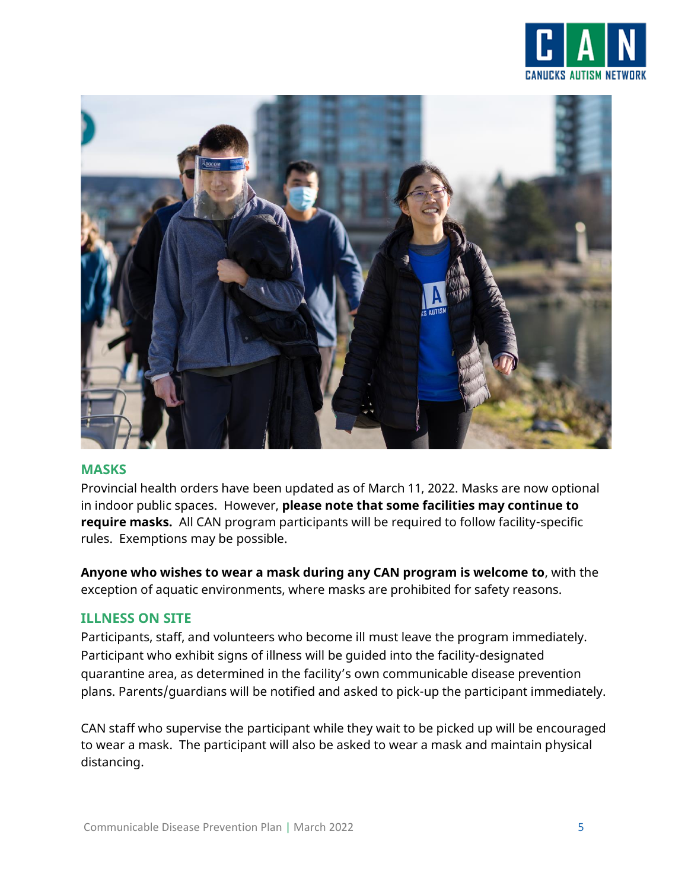## MASKS

Provincial health orders have been updated as of March 11, 2022. Masks are now optional in indoor public spaces. However, **please note that some facilities may continue to require masks.** All CAN program participants will be required to follow facility-specific rules. Exemptions may be possible.

**Anyone who wishes to wear a mask during any CAN program is welcome to**, with the exception of aquatic environments, where masks are prohibited for safety reasons.

## ILLNESS ON SITE

Participants, staff, and volunteers who become ill must leave the program immediately. Participant who exhibit signs of illness will be guided into the facility-designated quarantine area, as determined in the facility's own communicable disease prevention plans. Parents/guardians will be notified and asked to pick-up the participant immediately.

CAN staff who supervise the participant while they wait to be picked up will be encouraged to wear a mask. The participant will also be asked to wear a mask and maintain physical distancing.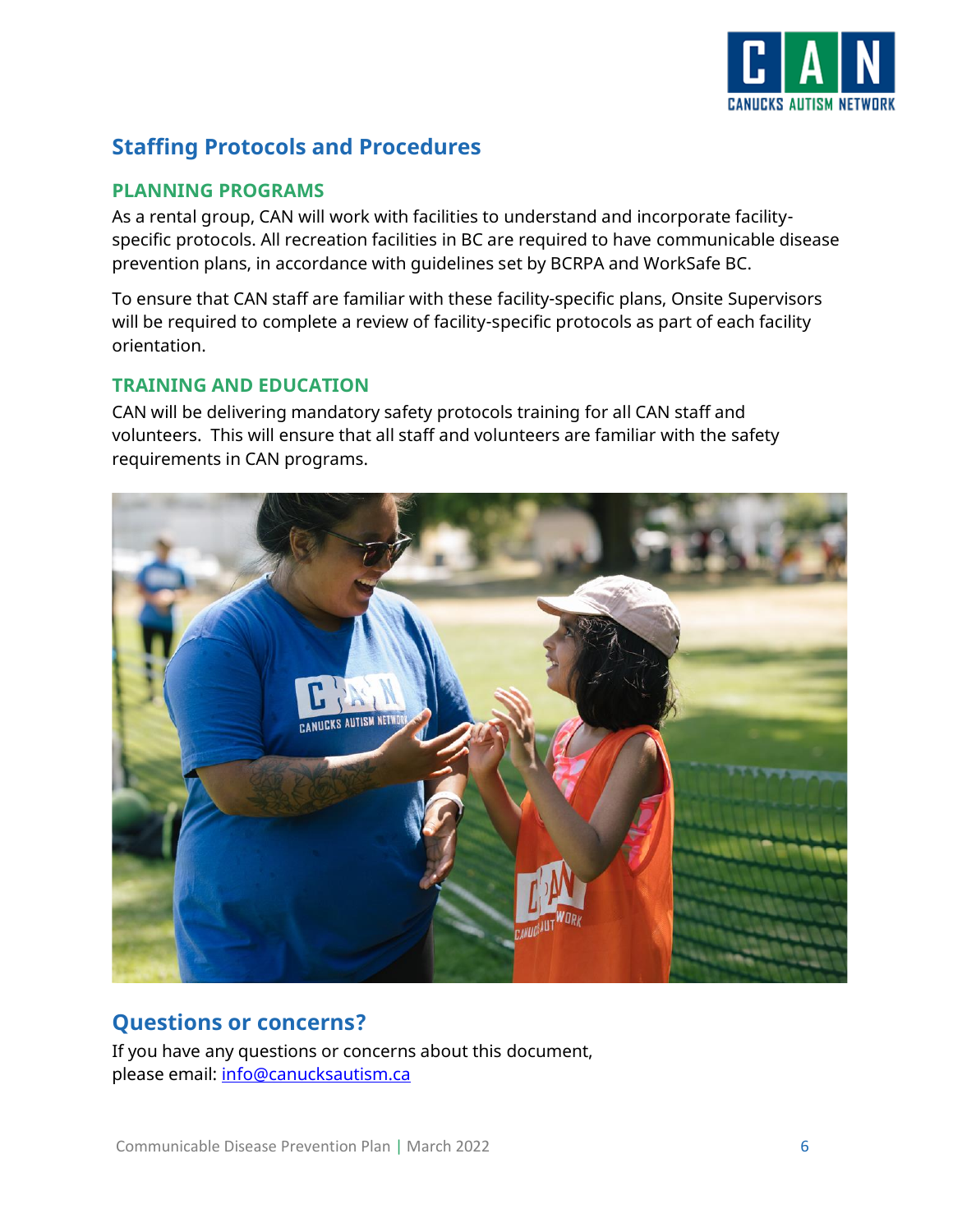## Staffing Protocols and Procedures

### PLANNING PROGRAMS

As a rental group, CAN will work with facilities to understand and incorporate facility-specific protocols. All recreation facilities in BC are required to have communicable disease prevention plans, in accordance with guidelines set by BCRPA and WorkSafe BC.

To ensure that CAN staff are familiar with these facility-specific plans, Onsite Supervisors will be required to complete a review of facility-specific protocols as part of each facility orientation.

### TRAINING AND EDUCATION

CAN will be delivering mandatory safety protocols training for all CAN staff and volunteers. This will ensure that all staff and volunteers are familiar with the safety requirements in CAN programs.

## Questions or concerns?

If you have any questions or concerns about this document, please email: [info@canucksautism.ca](mailto:info@canucksautism.ca)